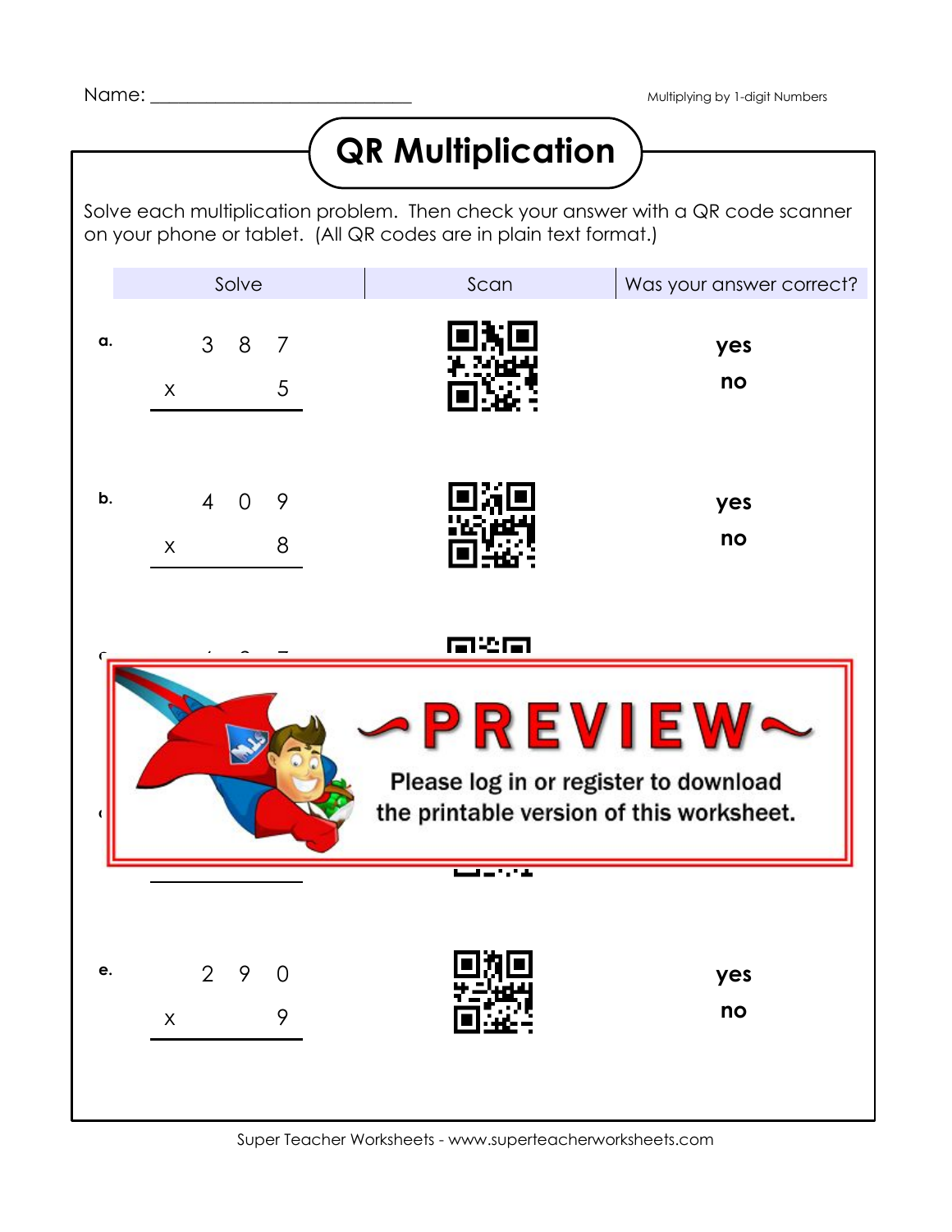Name: ______________________________

Multiplying by 1-digit Numbers

# QR Multiplication

Solve each multiplication problem. Then check your answer with a QR code scanner on your phone or tablet. (All QR codes are in plain text format.)

| Solve | Scan | Was your answer correct? |
|---|---|---|
| **a.** $387 \times 5$ | | **yes** / **no** |
| **b.** $409 \times 8$ | | **yes** / **no** |
| **e.** $290 \times 9$ | | **yes** / **no** |

~PREVIEW~

Please log in or register to download the printable version of this worksheet.

Super Teacher Worksheets - www.superteacherworksheets.com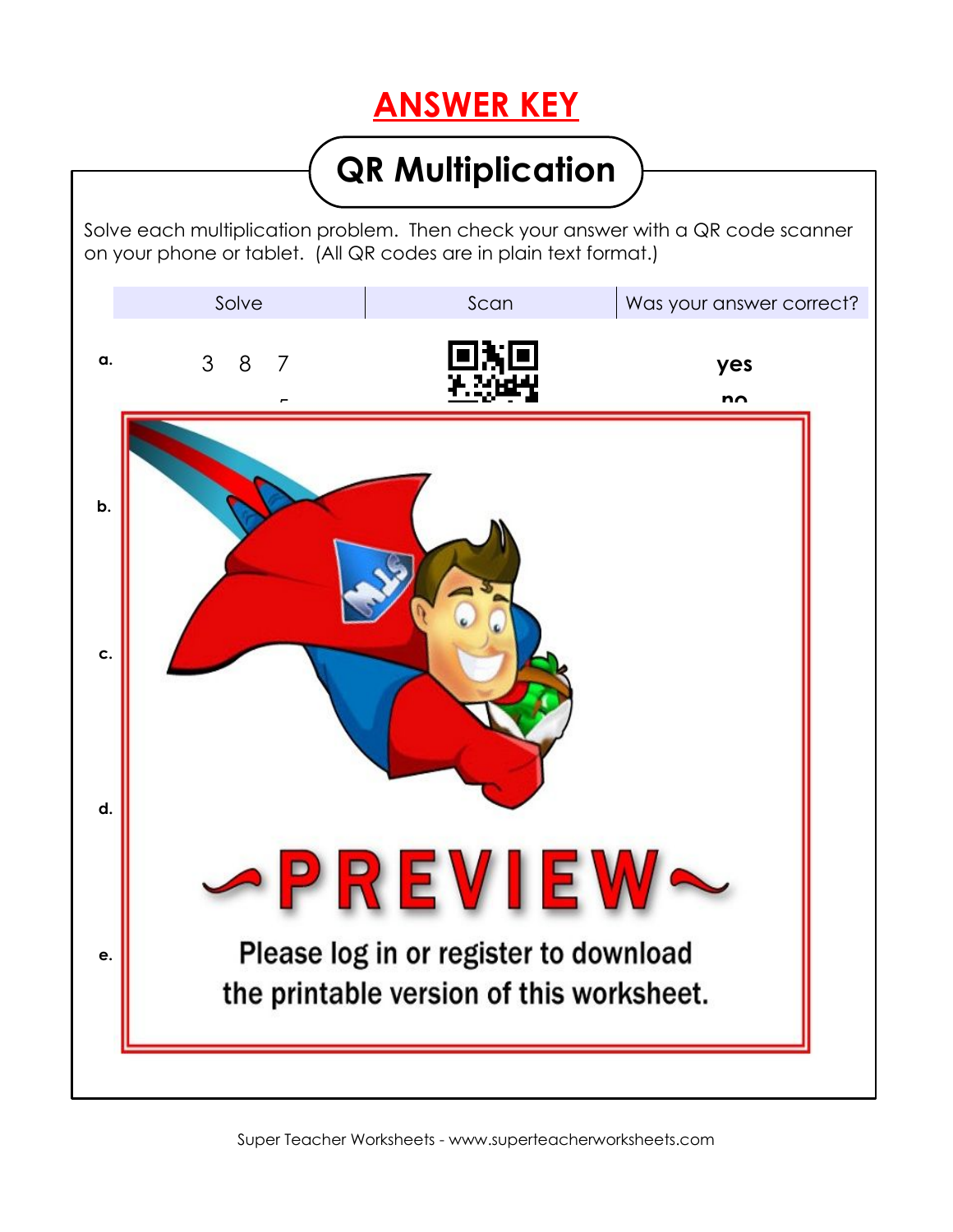# ANSWER KEY

## QR Multiplication

Solve each multiplication problem. Then check your answer with a QR code scanner on your phone or tablet. (All QR codes are in plain text format.)

| | Solve | Scan | Was your answer correct? |
|---|---|---|---|
| a. | 3 8 7 | | yes |
| b. | | | |
| c. | | | |
| d. | | | |
| e. | | | |

~PREVIEW~

Please log in or register to download the printable version of this worksheet.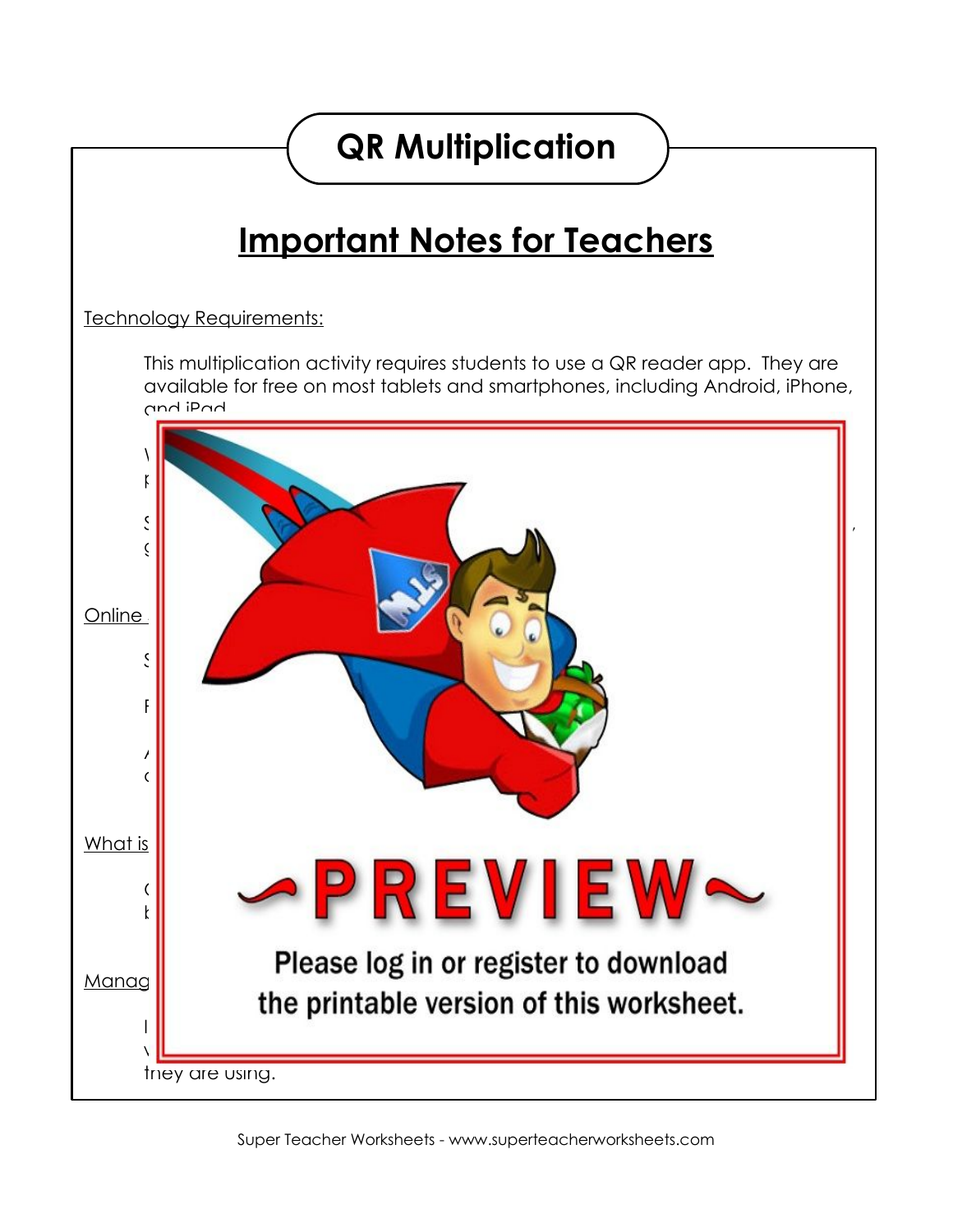# QR Multiplication

## Important Notes for Teachers

Technology Requirements:

This multiplication activity requires students to use a QR reader app. They are available for free on most tablets and smartphones, including Android, iPhone, and iPad.

Online

What is

Manag

they are using.

~PREVIEW~

Please log in or register to download the printable version of this worksheet.